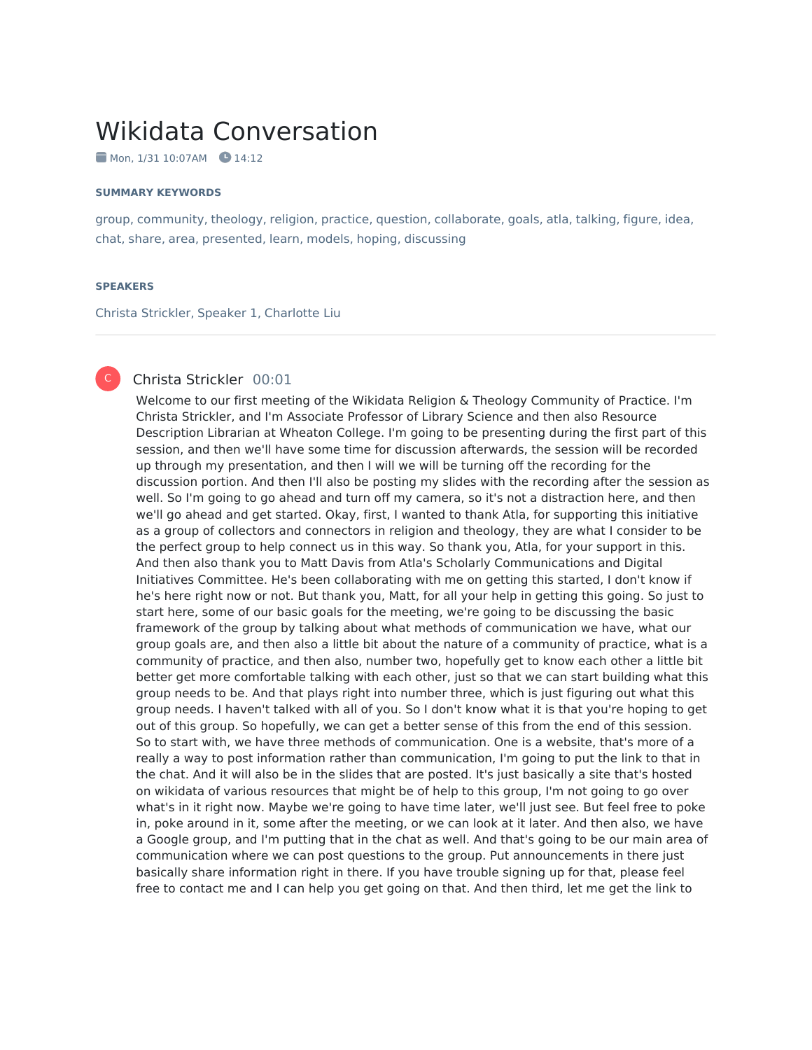# Wikidata Conversation

Mon, 1/31 10:07AM  14:12

### SUMMARY KEYWORDS

group, community, theology, religion, practice, question, collaborate, goals, atla, talking, figure, idea, chat, share, area, presented, learn, models, hoping, discussing

### SPEAKERS

Christa Strickler, Speaker 1, Charlotte Liu

---

**Christa Strickler** 00:01

Welcome to our first meeting of the Wikidata Religion & Theology Community of Practice. I'm Christa Strickler, and I'm Associate Professor of Library Science and then also Resource Description Librarian at Wheaton College. I'm going to be presenting during the first part of this session, and then we'll have some time for discussion afterwards, the session will be recorded up through my presentation, and then I will we will be turning off the recording for the discussion portion. And then I'll also be posting my slides with the recording after the session as well. So I'm going to go ahead and turn off my camera, so it's not a distraction here, and then we'll go ahead and get started. Okay, first, I wanted to thank Atla, for supporting this initiative as a group of collectors and connectors in religion and theology, they are what I consider to be the perfect group to help connect us in this way. So thank you, Atla, for your support in this. And then also thank you to Matt Davis from Atla's Scholarly Communications and Digital Initiatives Committee. He's been collaborating with me on getting this started, I don't know if he's here right now or not. But thank you, Matt, for all your help in getting this going. So just to start here, some of our basic goals for the meeting, we're going to be discussing the basic framework of the group by talking about what methods of communication we have, what our group goals are, and then also a little bit about the nature of a community of practice, what is a community of practice, and then also, number two, hopefully get to know each other a little bit better get more comfortable talking with each other, just so that we can start building what this group needs to be. And that plays right into number three, which is just figuring out what this group needs. I haven't talked with all of you. So I don't know what it is that you're hoping to get out of this group. So hopefully, we can get a better sense of this from the end of this session. So to start with, we have three methods of communication. One is a website, that's more of a really a way to post information rather than communication, I'm going to put the link to that in the chat. And it will also be in the slides that are posted. It's just basically a site that's hosted on wikidata of various resources that might be of help to this group, I'm not going to go over what's in it right now. Maybe we're going to have time later, we'll just see. But feel free to poke in, poke around in it, some after the meeting, or we can look at it later. And then also, we have a Google group, and I'm putting that in the chat as well. And that's going to be our main area of communication where we can post questions to the group. Put announcements in there just basically share information right in there. If you have trouble signing up for that, please feel free to contact me and I can help you get going on that. And then third, let me get the link to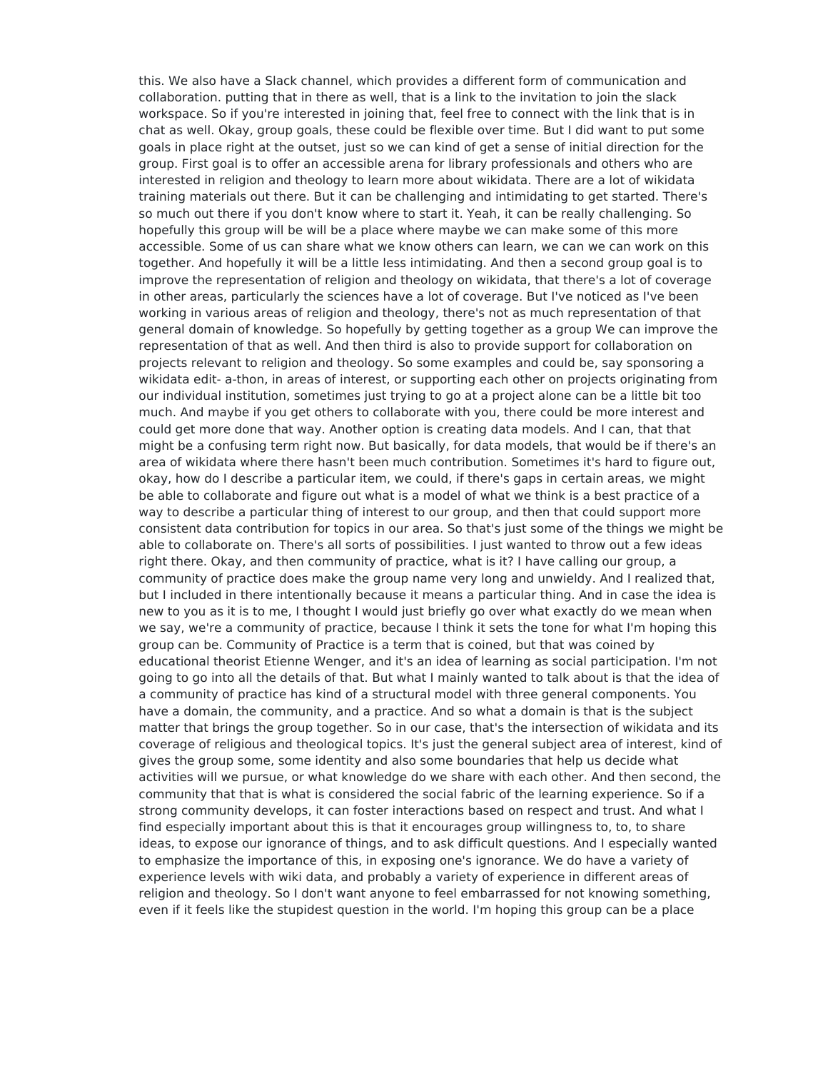this. We also have a Slack channel, which provides a different form of communication and collaboration. putting that in there as well, that is a link to the invitation to join the slack workspace. So if you're interested in joining that, feel free to connect with the link that is in chat as well. Okay, group goals, these could be flexible over time. But I did want to put some goals in place right at the outset, just so we can kind of get a sense of initial direction for the group. First goal is to offer an accessible arena for library professionals and others who are interested in religion and theology to learn more about wikidata. There are a lot of wikidata training materials out there. But it can be challenging and intimidating to get started. There's so much out there if you don't know where to start it. Yeah, it can be really challenging. So hopefully this group will be will be a place where maybe we can make some of this more accessible. Some of us can share what we know others can learn, we can we can work on this together. And hopefully it will be a little less intimidating. And then a second group goal is to improve the representation of religion and theology on wikidata, that there's a lot of coverage in other areas, particularly the sciences have a lot of coverage. But I've noticed as I've been working in various areas of religion and theology, there's not as much representation of that general domain of knowledge. So hopefully by getting together as a group We can improve the representation of that as well. And then third is also to provide support for collaboration on projects relevant to religion and theology. So some examples and could be, say sponsoring a wikidata edit- a-thon, in areas of interest, or supporting each other on projects originating from our individual institution, sometimes just trying to go at a project alone can be a little bit too much. And maybe if you get others to collaborate with you, there could be more interest and could get more done that way. Another option is creating data models. And I can, that that might be a confusing term right now. But basically, for data models, that would be if there's an area of wikidata where there hasn't been much contribution. Sometimes it's hard to figure out, okay, how do I describe a particular item, we could, if there's gaps in certain areas, we might be able to collaborate and figure out what is a model of what we think is a best practice of a way to describe a particular thing of interest to our group, and then that could support more consistent data contribution for topics in our area. So that's just some of the things we might be able to collaborate on. There's all sorts of possibilities. I just wanted to throw out a few ideas right there. Okay, and then community of practice, what is it? I have calling our group, a community of practice does make the group name very long and unwieldy. And I realized that, but I included in there intentionally because it means a particular thing. And in case the idea is new to you as it is to me, I thought I would just briefly go over what exactly do we mean when we say, we're a community of practice, because I think it sets the tone for what I'm hoping this group can be. Community of Practice is a term that is coined, but that was coined by educational theorist Etienne Wenger, and it's an idea of learning as social participation. I'm not going to go into all the details of that. But what I mainly wanted to talk about is that the idea of a community of practice has kind of a structural model with three general components. You have a domain, the community, and a practice. And so what a domain is that is the subject matter that brings the group together. So in our case, that's the intersection of wikidata and its coverage of religious and theological topics. It's just the general subject area of interest, kind of gives the group some, some identity and also some boundaries that help us decide what activities will we pursue, or what knowledge do we share with each other. And then second, the community that that is what is considered the social fabric of the learning experience. So if a strong community develops, it can foster interactions based on respect and trust. And what I find especially important about this is that it encourages group willingness to, to, to share ideas, to expose our ignorance of things, and to ask difficult questions. And I especially wanted to emphasize the importance of this, in exposing one's ignorance. We do have a variety of experience levels with wiki data, and probably a variety of experience in different areas of religion and theology. So I don't want anyone to feel embarrassed for not knowing something, even if it feels like the stupidest question in the world. I'm hoping this group can be a place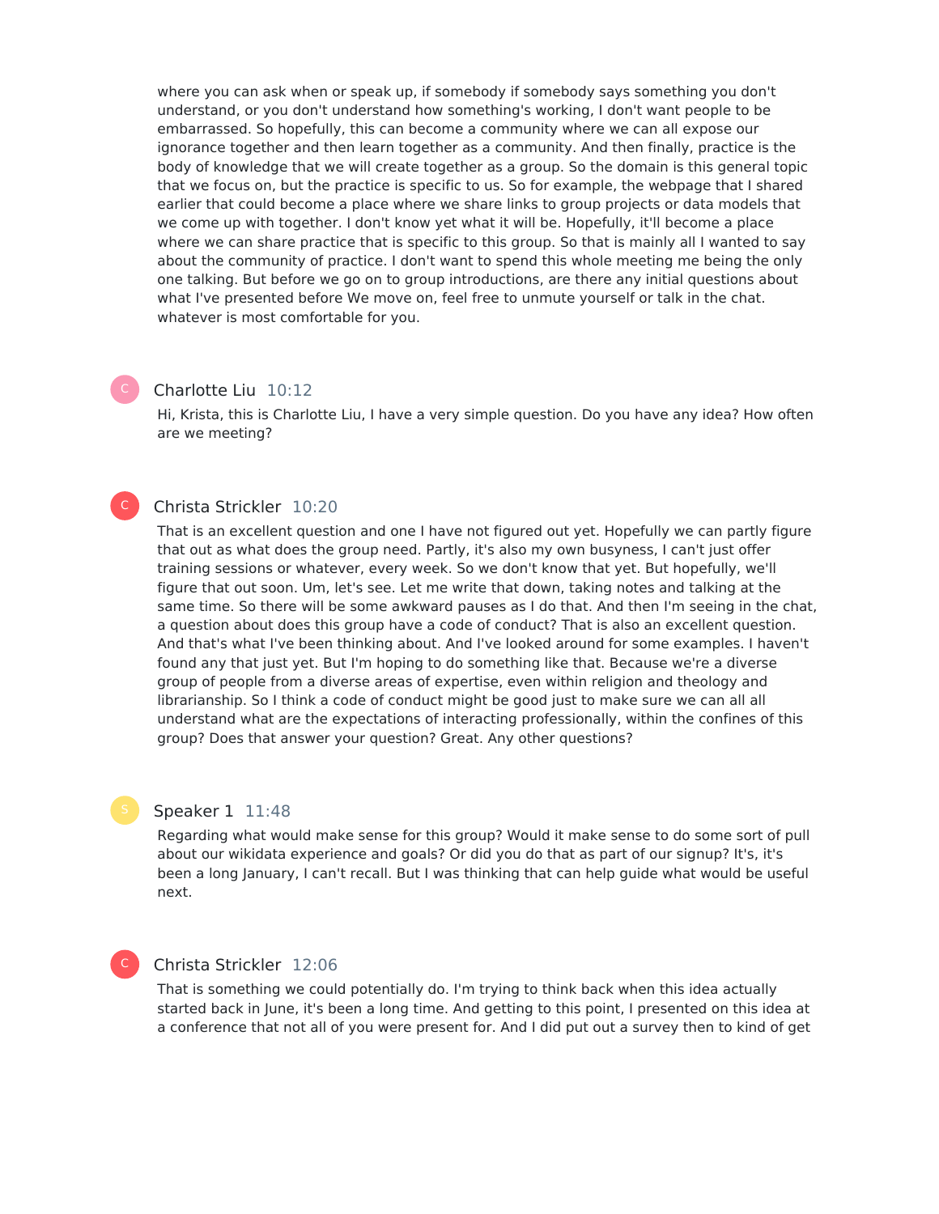where you can ask when or speak up, if somebody if somebody says something you don't understand, or you don't understand how something's working, I don't want people to be embarrassed. So hopefully, this can become a community where we can all expose our ignorance together and then learn together as a community. And then finally, practice is the body of knowledge that we will create together as a group. So the domain is this general topic that we focus on, but the practice is specific to us. So for example, the webpage that I shared earlier that could become a place where we share links to group projects or data models that we come up with together. I don't know yet what it will be. Hopefully, it'll become a place where we can share practice that is specific to this group. So that is mainly all I wanted to say about the community of practice. I don't want to spend this whole meeting me being the only one talking. But before we go on to group introductions, are there any initial questions about what I've presented before We move on, feel free to unmute yourself or talk in the chat. whatever is most comfortable for you.

**Charlotte Liu** 10:12

Hi, Krista, this is Charlotte Liu, I have a very simple question. Do you have any idea? How often are we meeting?

**Christa Strickler** 10:20

That is an excellent question and one I have not figured out yet. Hopefully we can partly figure that out as what does the group need. Partly, it's also my own busyness, I can't just offer training sessions or whatever, every week. So we don't know that yet. But hopefully, we'll figure that out soon. Um, let's see. Let me write that down, taking notes and talking at the same time. So there will be some awkward pauses as I do that. And then I'm seeing in the chat, a question about does this group have a code of conduct? That is also an excellent question. And that's what I've been thinking about. And I've looked around for some examples. I haven't found any that just yet. But I'm hoping to do something like that. Because we're a diverse group of people from a diverse areas of expertise, even within religion and theology and librarianship. So I think a code of conduct might be good just to make sure we can all all understand what are the expectations of interacting professionally, within the confines of this group? Does that answer your question? Great. Any other questions?

**Speaker 1** 11:48

Regarding what would make sense for this group? Would it make sense to do some sort of pull about our wikidata experience and goals? Or did you do that as part of our signup? It's, it's been a long January, I can't recall. But I was thinking that can help guide what would be useful next.

**Christa Strickler** 12:06

That is something we could potentially do. I'm trying to think back when this idea actually started back in June, it's been a long time. And getting to this point, I presented on this idea at a conference that not all of you were present for. And I did put out a survey then to kind of get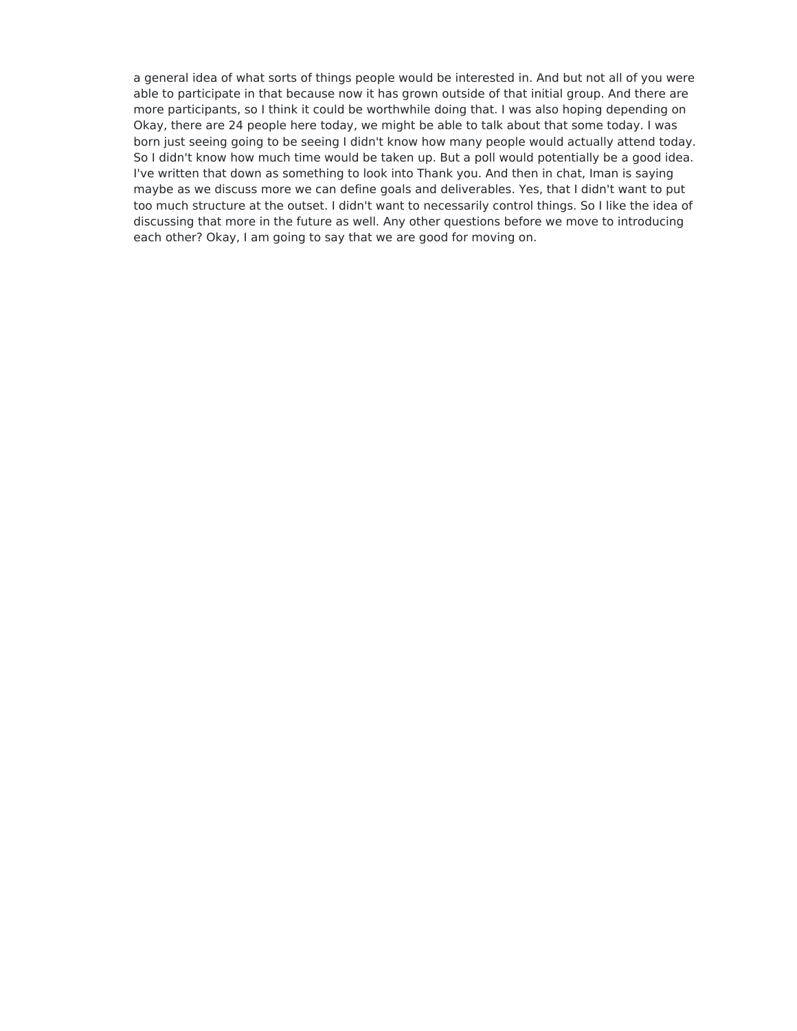a general idea of what sorts of things people would be interested in. And but not all of you were able to participate in that because now it has grown outside of that initial group. And there are more participants, so I think it could be worthwhile doing that. I was also hoping depending on Okay, there are 24 people here today, we might be able to talk about that some today. I was born just seeing going to be seeing I didn't know how many people would actually attend today. So I didn't know how much time would be taken up. But a poll would potentially be a good idea. I've written that down as something to look into Thank you. And then in chat, Iman is saying maybe as we discuss more we can define goals and deliverables. Yes, that I didn't want to put too much structure at the outset. I didn't want to necessarily control things. So I like the idea of discussing that more in the future as well. Any other questions before we move to introducing each other? Okay, I am going to say that we are good for moving on.